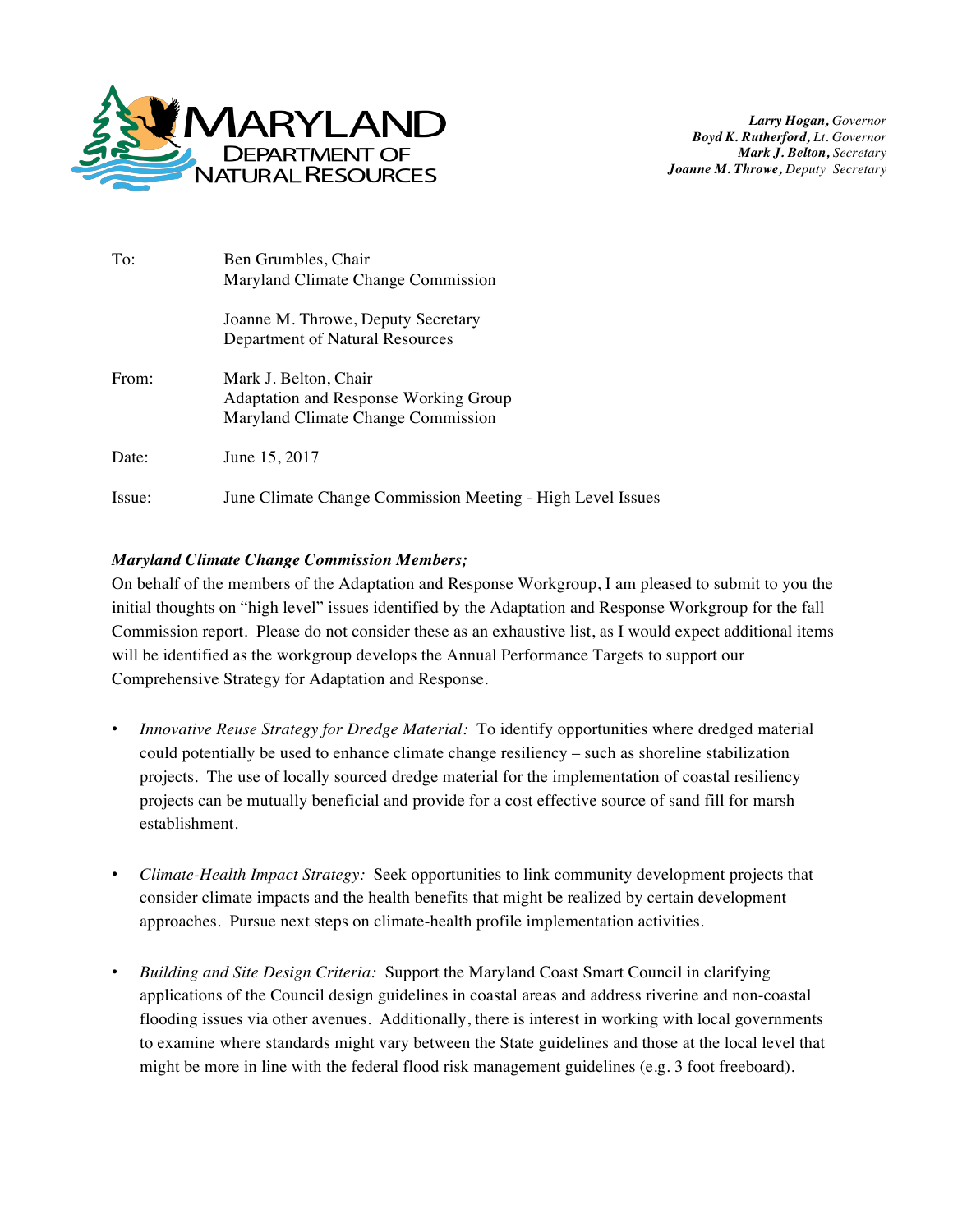MARYLAND DEPARTMENT OF NATURAL RESOURCES

***Larry Hogan**, Governor*
***Boyd K. Rutherford**, Lt. Governor*
***Mark J. Belton**, Secretary*
***Joanne M. Throwe**, Deputy Secretary*

| | |
|---|---|
| To: | Ben Grumbles, Chair<br>Maryland Climate Change Commission<br><br>Joanne M. Throwe, Deputy Secretary<br>Department of Natural Resources |
| From: | Mark J. Belton, Chair<br>Adaptation and Response Working Group<br>Maryland Climate Change Commission |
| Date: | June 15, 2017 |
| Issue: | June Climate Change Commission Meeting - High Level Issues |

***Maryland Climate Change Commission Members;***

On behalf of the members of the Adaptation and Response Workgroup, I am pleased to submit to you the initial thoughts on "high level" issues identified by the Adaptation and Response Workgroup for the fall Commission report. Please do not consider these as an exhaustive list, as I would expect additional items will be identified as the workgroup develops the Annual Performance Targets to support our Comprehensive Strategy for Adaptation and Response.

- *Innovative Reuse Strategy for Dredge Material:* To identify opportunities where dredged material could potentially be used to enhance climate change resiliency – such as shoreline stabilization projects. The use of locally sourced dredge material for the implementation of coastal resiliency projects can be mutually beneficial and provide for a cost effective source of sand fill for marsh establishment.

- *Climate-Health Impact Strategy:* Seek opportunities to link community development projects that consider climate impacts and the health benefits that might be realized by certain development approaches. Pursue next steps on climate-health profile implementation activities.

- *Building and Site Design Criteria:* Support the Maryland Coast Smart Council in clarifying applications of the Council design guidelines in coastal areas and address riverine and non-coastal flooding issues via other avenues. Additionally, there is interest in working with local governments to examine where standards might vary between the State guidelines and those at the local level that might be more in line with the federal flood risk management guidelines (e.g. 3 foot freeboard).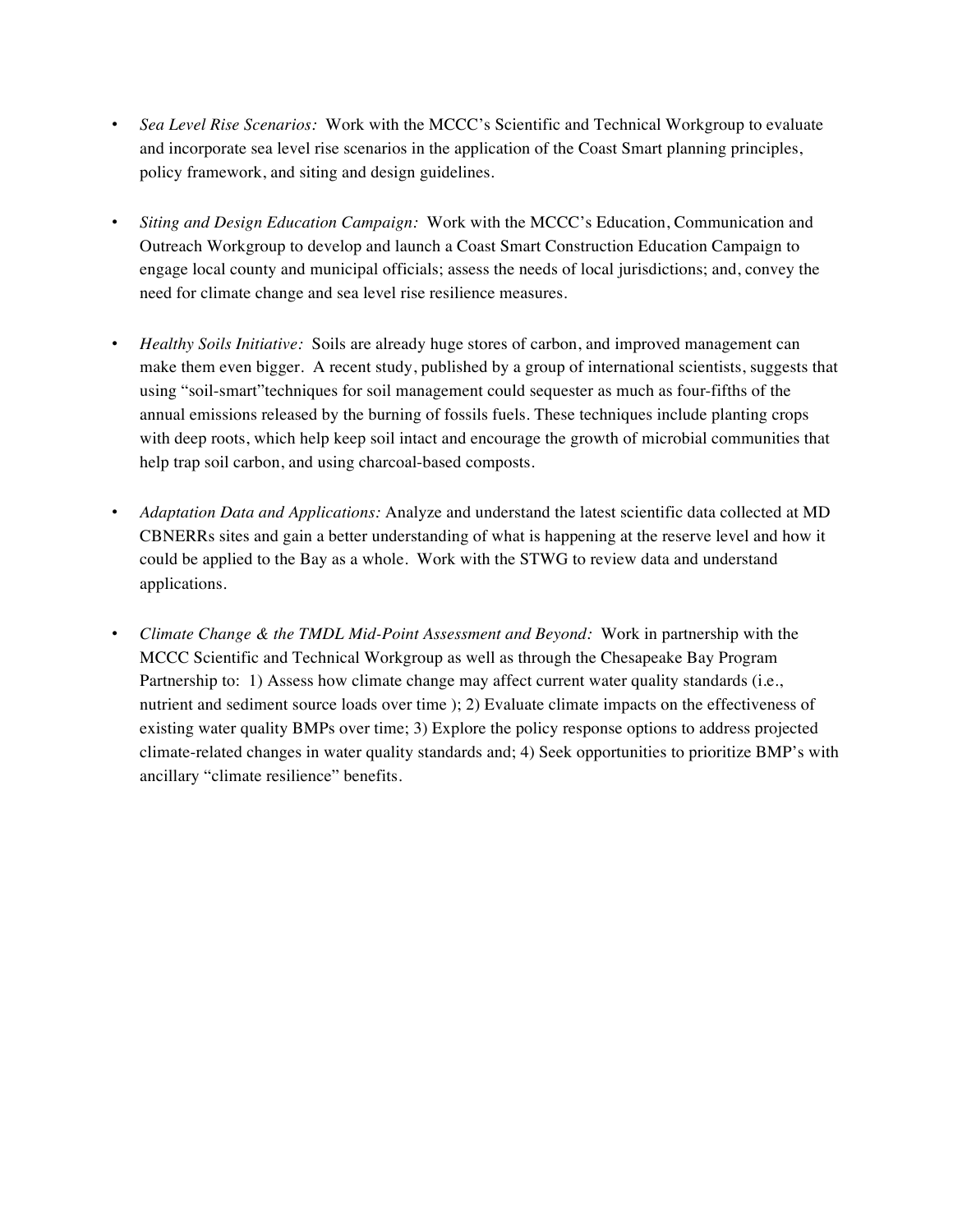- *Sea Level Rise Scenarios:* Work with the MCCC's Scientific and Technical Workgroup to evaluate and incorporate sea level rise scenarios in the application of the Coast Smart planning principles, policy framework, and siting and design guidelines.

- *Siting and Design Education Campaign:* Work with the MCCC's Education, Communication and Outreach Workgroup to develop and launch a Coast Smart Construction Education Campaign to engage local county and municipal officials; assess the needs of local jurisdictions; and, convey the need for climate change and sea level rise resilience measures.

- *Healthy Soils Initiative:* Soils are already huge stores of carbon, and improved management can make them even bigger. A recent study, published by a group of international scientists, suggests that using "soil-smart"techniques for soil management could sequester as much as four-fifths of the annual emissions released by the burning of fossils fuels. These techniques include planting crops with deep roots, which help keep soil intact and encourage the growth of microbial communities that help trap soil carbon, and using charcoal-based composts.

- *Adaptation Data and Applications:* Analyze and understand the latest scientific data collected at MD CBNERRs sites and gain a better understanding of what is happening at the reserve level and how it could be applied to the Bay as a whole. Work with the STWG to review data and understand applications.

- *Climate Change & the TMDL Mid-Point Assessment and Beyond:* Work in partnership with the MCCC Scientific and Technical Workgroup as well as through the Chesapeake Bay Program Partnership to: 1) Assess how climate change may affect current water quality standards (i.e., nutrient and sediment source loads over time ); 2) Evaluate climate impacts on the effectiveness of existing water quality BMPs over time; 3) Explore the policy response options to address projected climate-related changes in water quality standards and; 4) Seek opportunities to prioritize BMP's with ancillary "climate resilience" benefits.